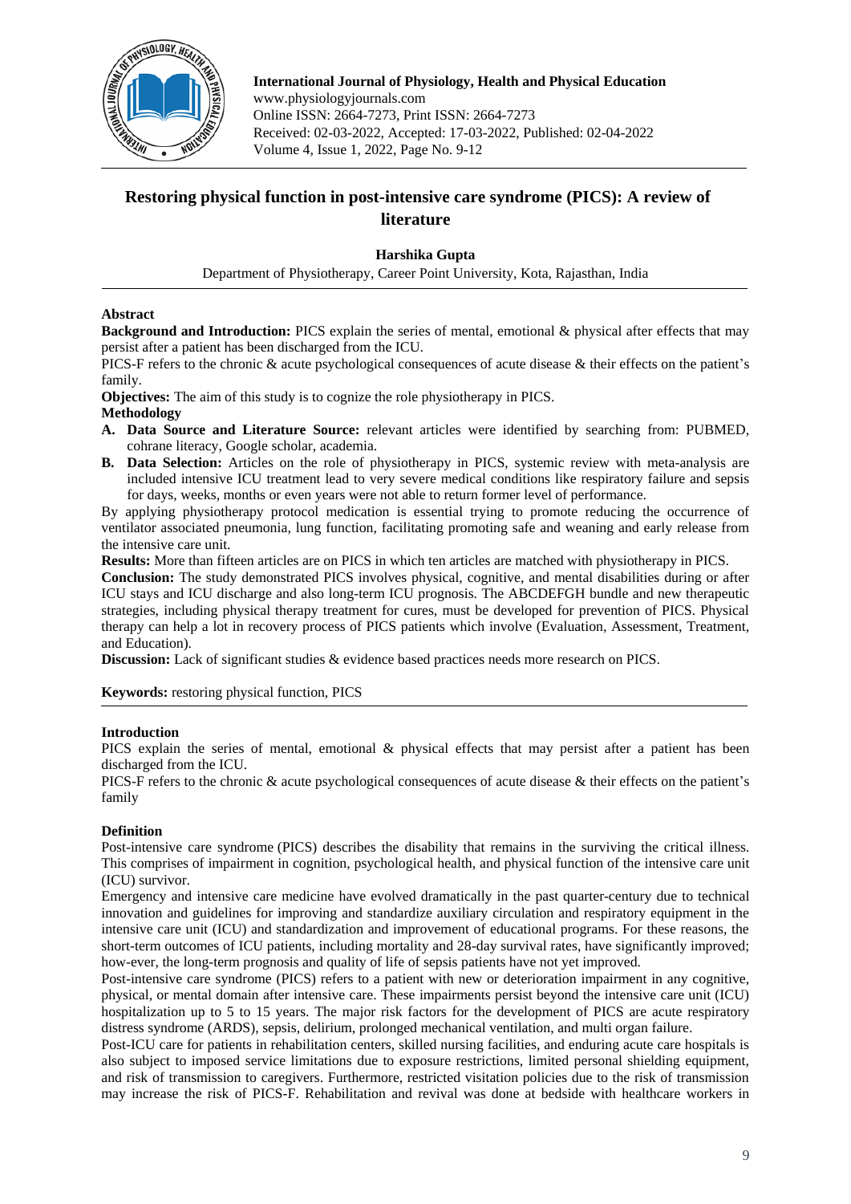International Journal of Physiology, Health and Physical Education
www.physiologyjournals.com
Online ISSN: 2664-7273, Print ISSN: 2664-7273
Received: 02-03-2022, Accepted: 17-03-2022, Published: 02-04-2022
Volume 4, Issue 1, 2022, Page No. 9-12

# Restoring physical function in post-intensive care syndrome (PICS): A review of literature

**Harshika Gupta**

Department of Physiotherapy, Career Point University, Kota, Rajasthan, India

## Abstract

**Background and Introduction:** PICS explain the series of mental, emotional & physical after effects that may persist after a patient has been discharged from the ICU.

PICS-F refers to the chronic & acute psychological consequences of acute disease & their effects on the patient's family.

**Objectives:** The aim of this study is to cognize the role physiotherapy in PICS.

**Methodology**

A. **Data Source and Literature Source:** relevant articles were identified by searching from: PUBMED, cohrane literacy, Google scholar, academia.
B. **Data Selection:** Articles on the role of physiotherapy in PICS, systemic review with meta-analysis are included intensive ICU treatment lead to very severe medical conditions like respiratory failure and sepsis for days, weeks, months or even years were not able to return former level of performance.

By applying physiotherapy protocol medication is essential trying to promote reducing the occurrence of ventilator associated pneumonia, lung function, facilitating promoting safe and weaning and early release from the intensive care unit.

**Results:** More than fifteen articles are on PICS in which ten articles are matched with physiotherapy in PICS.

**Conclusion:** The study demonstrated PICS involves physical, cognitive, and mental disabilities during or after ICU stays and ICU discharge and also long-term ICU prognosis. The ABCDEFGH bundle and new therapeutic strategies, including physical therapy treatment for cures, must be developed for prevention of PICS. Physical therapy can help a lot in recovery process of PICS patients which involve (Evaluation, Assessment, Treatment, and Education).

**Discussion:** Lack of significant studies & evidence based practices needs more research on PICS.

**Keywords:** restoring physical function, PICS

## Introduction

PICS explain the series of mental, emotional & physical effects that may persist after a patient has been discharged from the ICU.

PICS-F refers to the chronic & acute psychological consequences of acute disease & their effects on the patient's family

## Definition

Post-intensive care syndrome (PICS) describes the disability that remains in the surviving the critical illness. This comprises of impairment in cognition, psychological health, and physical function of the intensive care unit (ICU) survivor.

Emergency and intensive care medicine have evolved dramatically in the past quarter-century due to technical innovation and guidelines for improving and standardize auxiliary circulation and respiratory equipment in the intensive care unit (ICU) and standardization and improvement of educational programs. For these reasons, the short-term outcomes of ICU patients, including mortality and 28-day survival rates, have significantly improved; how-ever, the long-term prognosis and quality of life of sepsis patients have not yet improved.

Post-intensive care syndrome (PICS) refers to a patient with new or deterioration impairment in any cognitive, physical, or mental domain after intensive care. These impairments persist beyond the intensive care unit (ICU) hospitalization up to 5 to 15 years. The major risk factors for the development of PICS are acute respiratory distress syndrome (ARDS), sepsis, delirium, prolonged mechanical ventilation, and multi organ failure.

Post-ICU care for patients in rehabilitation centers, skilled nursing facilities, and enduring acute care hospitals is also subject to imposed service limitations due to exposure restrictions, limited personal shielding equipment, and risk of transmission to caregivers. Furthermore, restricted visitation policies due to the risk of transmission may increase the risk of PICS-F. Rehabilitation and revival was done at bedside with healthcare workers in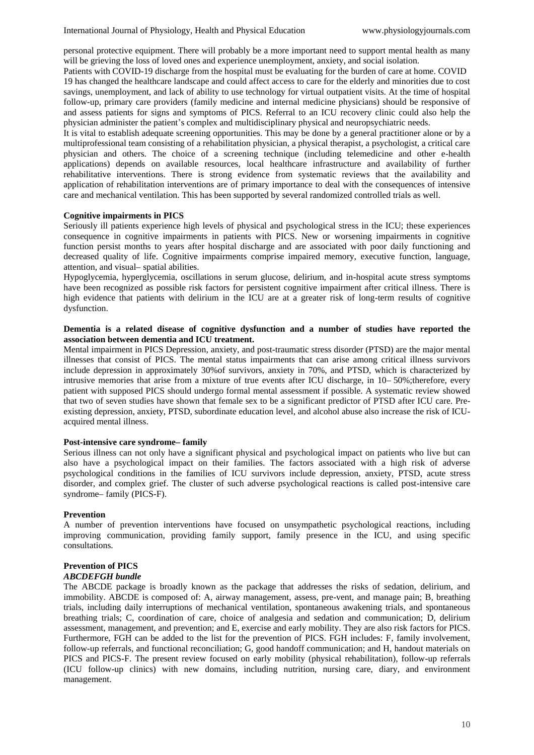personal protective equipment. There will probably be a more important need to support mental health as many will be grieving the loss of loved ones and experience unemployment, anxiety, and social isolation.

Patients with COVID-19 discharge from the hospital must be evaluating for the burden of care at home. COVID 19 has changed the healthcare landscape and could affect access to care for the elderly and minorities due to cost savings, unemployment, and lack of ability to use technology for virtual outpatient visits. At the time of hospital follow-up, primary care providers (family medicine and internal medicine physicians) should be responsive of and assess patients for signs and symptoms of PICS. Referral to an ICU recovery clinic could also help the physician administer the patient's complex and multidisciplinary physical and neuropsychiatric needs.

It is vital to establish adequate screening opportunities. This may be done by a general practitioner alone or by a multiprofessional team consisting of a rehabilitation physician, a physical therapist, a psychologist, a critical care physician and others. The choice of a screening technique (including telemedicine and other e-health applications) depends on available resources, local healthcare infrastructure and availability of further rehabilitative interventions. There is strong evidence from systematic reviews that the availability and application of rehabilitation interventions are of primary importance to deal with the consequences of intensive care and mechanical ventilation. This has been supported by several randomized controlled trials as well.

**Cognitive impairments in PICS**

Seriously ill patients experience high levels of physical and psychological stress in the ICU; these experiences consequence in cognitive impairments in patients with PICS. New or worsening impairments in cognitive function persist months to years after hospital discharge and are associated with poor daily functioning and decreased quality of life. Cognitive impairments comprise impaired memory, executive function, language, attention, and visual– spatial abilities.

Hypoglycemia, hyperglycemia, oscillations in serum glucose, delirium, and in-hospital acute stress symptoms have been recognized as possible risk factors for persistent cognitive impairment after critical illness. There is high evidence that patients with delirium in the ICU are at a greater risk of long-term results of cognitive dysfunction.

**Dementia is a related disease of cognitive dysfunction and a number of studies have reported the association between dementia and ICU treatment.**

Mental impairment in PICS Depression, anxiety, and post-traumatic stress disorder (PTSD) are the major mental illnesses that consist of PICS. The mental status impairments that can arise among critical illness survivors include depression in approximately 30%of survivors, anxiety in 70%, and PTSD, which is characterized by intrusive memories that arise from a mixture of true events after ICU discharge, in 10– 50%;therefore, every patient with supposed PICS should undergo formal mental assessment if possible. A systematic review showed that two of seven studies have shown that female sex to be a significant predictor of PTSD after ICU care. Pre-existing depression, anxiety, PTSD, subordinate education level, and alcohol abuse also increase the risk of ICU-acquired mental illness.

**Post-intensive care syndrome– family**

Serious illness can not only have a significant physical and psychological impact on patients who live but can also have a psychological impact on their families. The factors associated with a high risk of adverse psychological conditions in the families of ICU survivors include depression, anxiety, PTSD, acute stress disorder, and complex grief. The cluster of such adverse psychological reactions is called post-intensive care syndrome– family (PICS-F).

**Prevention**

A number of prevention interventions have focused on unsympathetic psychological reactions, including improving communication, providing family support, family presence in the ICU, and using specific consultations.

**Prevention of PICS**

***ABCDEFGH bundle***

The ABCDE package is broadly known as the package that addresses the risks of sedation, delirium, and immobility. ABCDE is composed of: A, airway management, assess, pre-vent, and manage pain; B, breathing trials, including daily interruptions of mechanical ventilation, spontaneous awakening trials, and spontaneous breathing trials; C, coordination of care, choice of analgesia and sedation and communication; D, delirium assessment, management, and prevention; and E, exercise and early mobility. They are also risk factors for PICS. Furthermore, FGH can be added to the list for the prevention of PICS. FGH includes: F, family involvement, follow-up referrals, and functional reconciliation; G, good handoff communication; and H, handout materials on PICS and PICS-F. The present review focused on early mobility (physical rehabilitation), follow-up referrals (ICU follow-up clinics) with new domains, including nutrition, nursing care, diary, and environment management.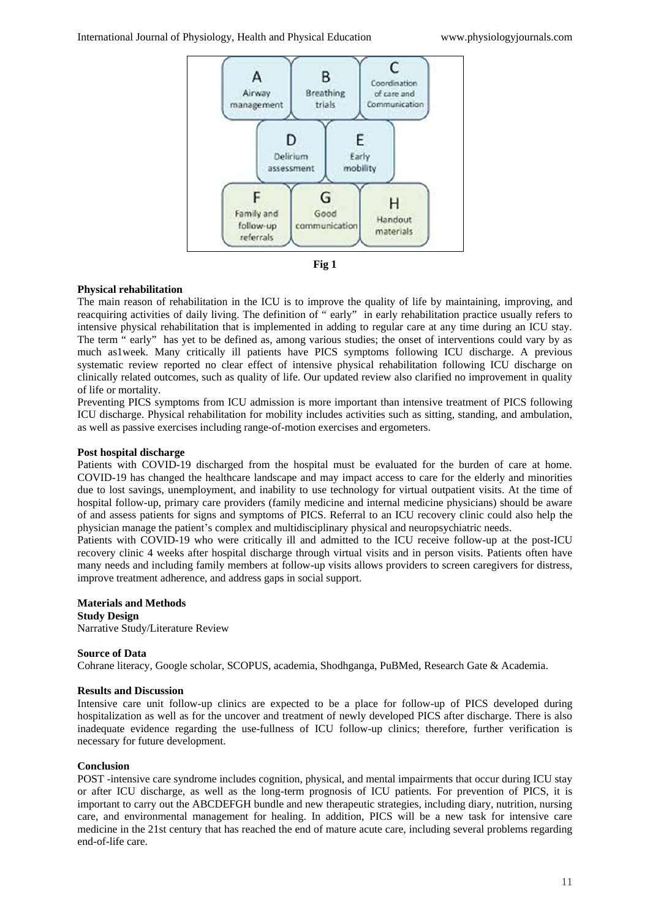- A — Airway management
- B — Breathing trials
- C — Coordination of care and Communication
- D — Delirium assessment
- E — Early mobility
- F — Family and follow-up referrals
- G — Good communication
- H — Handout materials

**Fig 1**

**Physical rehabilitation**

The main reason of rehabilitation in the ICU is to improve the quality of life by maintaining, improving, and reacquiring activities of daily living. The definition of " early" in early rehabilitation practice usually refers to intensive physical rehabilitation that is implemented in adding to regular care at any time during an ICU stay. The term " early" has yet to be defined as, among various studies; the onset of interventions could vary by as much as1week. Many critically ill patients have PICS symptoms following ICU discharge. A previous systematic review reported no clear effect of intensive physical rehabilitation following ICU discharge on clinically related outcomes, such as quality of life. Our updated review also clarified no improvement in quality of life or mortality.

Preventing PICS symptoms from ICU admission is more important than intensive treatment of PICS following ICU discharge. Physical rehabilitation for mobility includes activities such as sitting, standing, and ambulation, as well as passive exercises including range-of-motion exercises and ergometers.

**Post hospital discharge**

Patients with COVID-19 discharged from the hospital must be evaluated for the burden of care at home. COVID-19 has changed the healthcare landscape and may impact access to care for the elderly and minorities due to lost savings, unemployment, and inability to use technology for virtual outpatient visits. At the time of hospital follow-up, primary care providers (family medicine and internal medicine physicians) should be aware of and assess patients for signs and symptoms of PICS. Referral to an ICU recovery clinic could also help the physician manage the patient's complex and multidisciplinary physical and neuropsychiatric needs.

Patients with COVID-19 who were critically ill and admitted to the ICU receive follow-up at the post-ICU recovery clinic 4 weeks after hospital discharge through virtual visits and in person visits. Patients often have many needs and including family members at follow-up visits allows providers to screen caregivers for distress, improve treatment adherence, and address gaps in social support.

## Materials and Methods

**Study Design**

Narrative Study/Literature Review

**Source of Data**

Cohrane literacy, Google scholar, SCOPUS, academia, Shodhganga, PuBMed, Research Gate & Academia.

## Results and Discussion

Intensive care unit follow-up clinics are expected to be a place for follow-up of PICS developed during hospitalization as well as for the uncover and treatment of newly developed PICS after discharge. There is also inadequate evidence regarding the use-fullness of ICU follow-up clinics; therefore, further verification is necessary for future development.

## Conclusion

POST -intensive care syndrome includes cognition, physical, and mental impairments that occur during ICU stay or after ICU discharge, as well as the long-term prognosis of ICU patients. For prevention of PICS, it is important to carry out the ABCDEFGH bundle and new therapeutic strategies, including diary, nutrition, nursing care, and environmental management for healing. In addition, PICS will be a new task for intensive care medicine in the 21st century that has reached the end of mature acute care, including several problems regarding end-of-life care.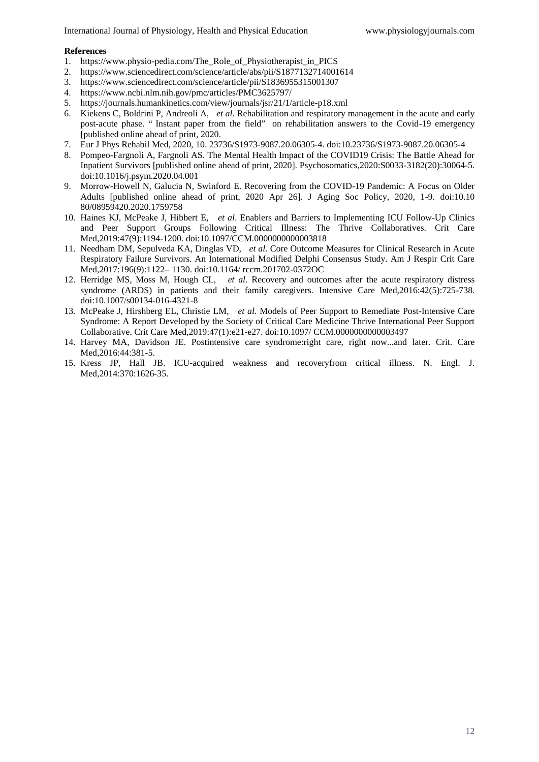**References**

1. https://www.physio-pedia.com/The_Role_of_Physiotherapist_in_PICS
2. https://www.sciencedirect.com/science/article/abs/pii/S1877132714001614
3. https://www.sciencedirect.com/science/article/pii/S1836955315001307
4. https://www.ncbi.nlm.nih.gov/pmc/articles/PMC3625797/
5. https://journals.humankinetics.com/view/journals/jsr/21/1/article-p18.xml
6. Kiekens C, Boldrini P, Andreoli A, *et al*. Rehabilitation and respiratory management in the acute and early post-acute phase. " Instant paper from the field" on rehabilitation answers to the Covid-19 emergency [published online ahead of print, 2020.
7. Eur J Phys Rehabil Med, 2020, 10. 23736/S1973-9087.20.06305-4. doi:10.23736/S1973-9087.20.06305-4
8. Pompeo-Fargnoli A, Fargnoli AS. The Mental Health Impact of the COVID19 Crisis: The Battle Ahead for Inpatient Survivors [published online ahead of print, 2020]. Psychosomatics,2020:S0033-3182(20):30064-5. doi:10.1016/j.psym.2020.04.001
9. Morrow-Howell N, Galucia N, Swinford E. Recovering from the COVID-19 Pandemic: A Focus on Older Adults [published online ahead of print, 2020 Apr 26]. J Aging Soc Policy, 2020, 1-9. doi:10.10 80/08959420.2020.1759758
10. Haines KJ, McPeake J, Hibbert E, *et al*. Enablers and Barriers to Implementing ICU Follow-Up Clinics and Peer Support Groups Following Critical Illness: The Thrive Collaboratives. Crit Care Med,2019:47(9):1194-1200. doi:10.1097/CCM.0000000000003818
11. Needham DM, Sepulveda KA, Dinglas VD, *et al*. Core Outcome Measures for Clinical Research in Acute Respiratory Failure Survivors. An International Modified Delphi Consensus Study. Am J Respir Crit Care Med,2017:196(9):1122– 1130. doi:10.1164/ rccm.201702-0372OC
12. Herridge MS, Moss M, Hough CL, *et al*. Recovery and outcomes after the acute respiratory distress syndrome (ARDS) in patients and their family caregivers. Intensive Care Med,2016:42(5):725-738. doi:10.1007/s00134-016-4321-8
13. McPeake J, Hirshberg EL, Christie LM, *et al*. Models of Peer Support to Remediate Post-Intensive Care Syndrome: A Report Developed by the Society of Critical Care Medicine Thrive International Peer Support Collaborative. Crit Care Med,2019:47(1):e21-e27. doi:10.1097/ CCM.0000000000003497
14. Harvey MA, Davidson JE. Postintensive care syndrome:right care, right now...and later. Crit. Care Med,2016:44:381-5.
15. Kress JP, Hall JB. ICU-acquired weakness and recoveryfrom critical illness. N. Engl. J. Med,2014:370:1626-35.